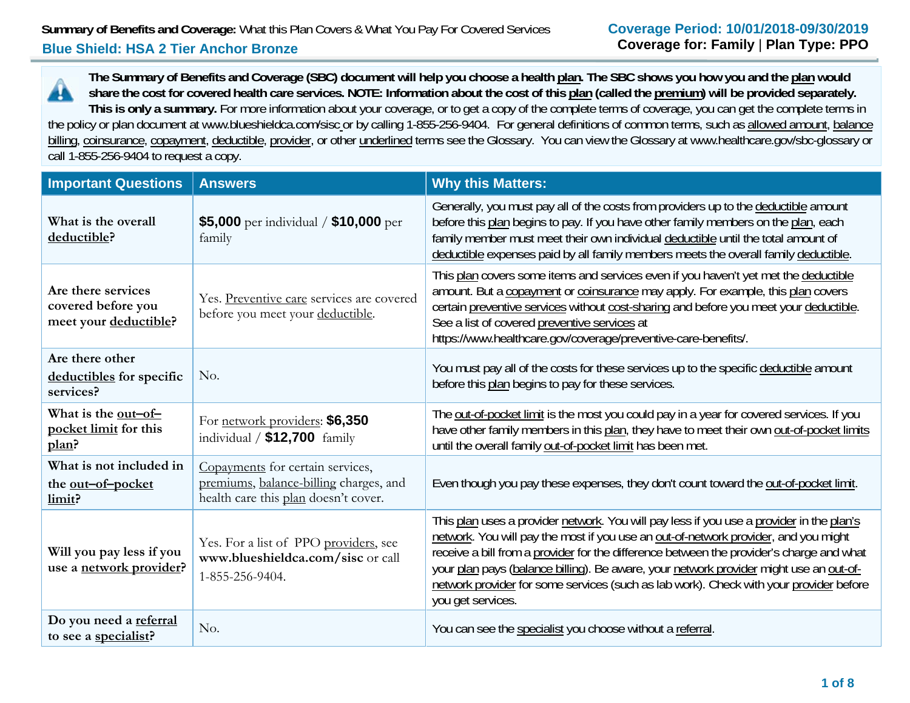**Summary of Benefits and Coverage:** What this Plan Covers & What You Pay For Covered Services

**Coverage Period: 10/01/2018-09/30/2019**

## Blue Shield: HSA 2 Tier Anchor Bronze

**Coverage for: Family | Plan Type: PPO**

**The Summary of Benefits and Coverage (SBC) document will help you choose a health plan. The SBC shows you how you and the plan would share the cost for covered health care services. NOTE: Information about the cost of this plan (called the premium) will be provided separately. This is only a summary.** For more information about your coverage, or to get a copy of the complete terms of coverage, you can get the complete terms in the policy or plan document at www.blueshieldca.com/sisc or by calling 1-855-256-9404. For general definitions of common terms, such as allowed amount, balance billing, coinsurance, copayment, deductible, provider, or other underlined terms see the Glossary. You can view the Glossary at www.healthcare.gov/sbc-glossary or call 1-855-256-9404 to request a copy.

| Important Questions | Answers | Why this Matters: |
|---|---|---|
| What is the overall deductible? | **$5,000** per individual / **$10,000** per family | Generally, you must pay all of the costs from providers up to the deductible amount before this plan begins to pay. If you have other family members on the plan, each family member must meet their own individual deductible until the total amount of deductible expenses paid by all family members meets the overall family deductible. |
| Are there services covered before you meet your deductible? | Yes. Preventive care services are covered before you meet your deductible. | This plan covers some items and services even if you haven't yet met the deductible amount. But a copayment or coinsurance may apply. For example, this plan covers certain preventive services without cost-sharing and before you meet your deductible. See a list of covered preventive services at https://www.healthcare.gov/coverage/preventive-care-benefits/. |
| Are there other deductibles for specific services? | No. | You must pay all of the costs for these services up to the specific deductible amount before this plan begins to pay for these services. |
| What is the out–of–pocket limit for this plan? | For network providers: **$6,350** individual / **$12,700** family | The out-of-pocket limit is the most you could pay in a year for covered services. If you have other family members in this plan, they have to meet their own out-of-pocket limits until the overall family out-of-pocket limit has been met. |
| What is not included in the out–of–pocket limit? | Copayments for certain services, premiums, balance-billing charges, and health care this plan doesn't cover. | Even though you pay these expenses, they don't count toward the out-of-pocket limit. |
| Will you pay less if you use a network provider? | Yes. For a list of PPO providers, see **www.blueshieldca.com/sisc** or call 1-855-256-9404. | This plan uses a provider network. You will pay less if you use a provider in the plan's network. You will pay the most if you use an out-of-network provider, and you might receive a bill from a provider for the difference between the provider's charge and what your plan pays (balance billing). Be aware, your network provider might use an out-of-network provider for some services (such as lab work). Check with your provider before you get services. |
| Do you need a referral to see a specialist? | No. | You can see the specialist you choose without a referral. |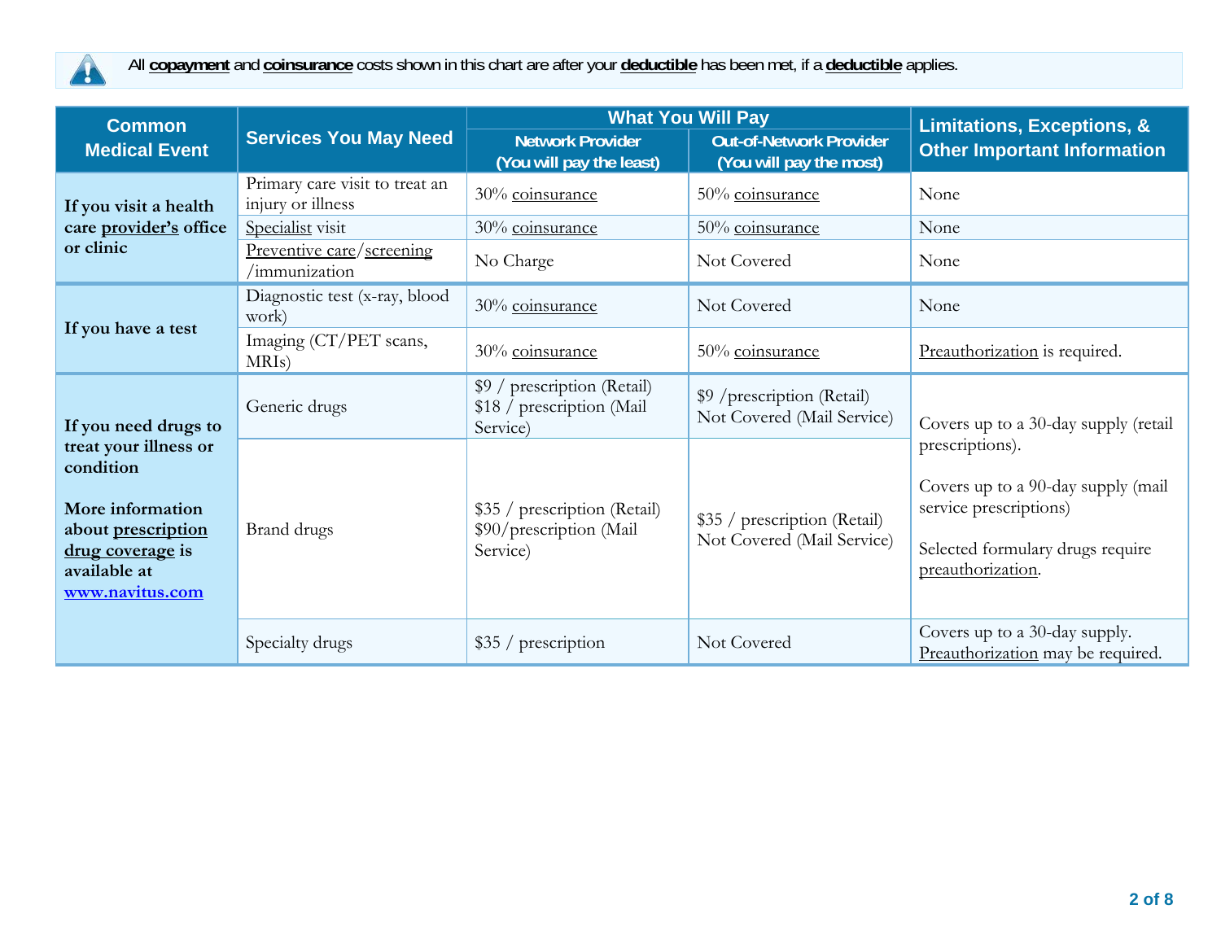All **copayment** and **coinsurance** costs shown in this chart are after your **deductible** has been met, if a **deductible** applies.

| Common Medical Event | Services You May Need | What You Will Pay | | Limitations, Exceptions, & Other Important Information |
|---|---|---|---|---|
| | | Network Provider (You will pay the least) | Out-of-Network Provider (You will pay the most) | |
| **If you visit a health care provider's office or clinic** | Primary care visit to treat an injury or illness | 30% coinsurance | 50% coinsurance | None |
| | Specialist visit | 30% coinsurance | 50% coinsurance | None |
| | Preventive care/screening /immunization | No Charge | Not Covered | None |
| **If you have a test** | Diagnostic test (x-ray, blood work) | 30% coinsurance | Not Covered | None |
| | Imaging (CT/PET scans, MRIs) | 30% coinsurance | 50% coinsurance | Preauthorization is required. |
| **If you need drugs to treat your illness or condition**<br><br>**More information about prescription drug coverage is available at www.navitus.com** | Generic drugs | \$9 / prescription (Retail)<br>\$18 / prescription (Mail Service) | \$9 /prescription (Retail)<br>Not Covered (Mail Service) | Covers up to a 30-day supply (retail prescriptions).<br><br>Covers up to a 90-day supply (mail service prescriptions)<br><br>Selected formulary drugs require preauthorization. |
| | Brand drugs | \$35 / prescription (Retail)<br>\$90/prescription (Mail Service) | \$35 / prescription (Retail)<br>Not Covered (Mail Service) | |
| | Specialty drugs | \$35 / prescription | Not Covered | Covers up to a 30-day supply. Preauthorization may be required. |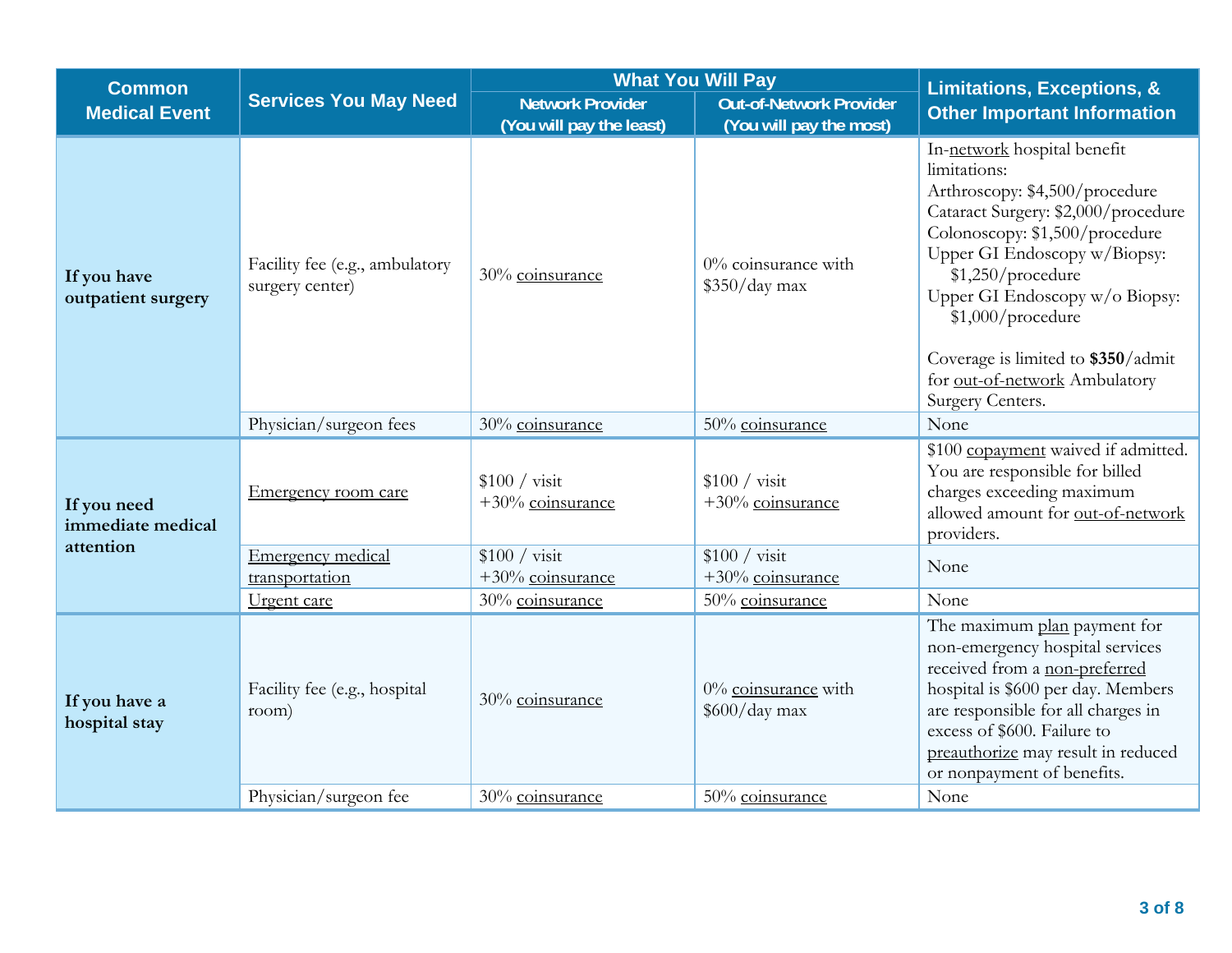| Common Medical Event | Services You May Need | What You Will Pay | | Limitations, Exceptions, & Other Important Information |
|---|---|---|---|---|
| | | Network Provider (You will pay the least) | Out-of-Network Provider (You will pay the most) | |
| **If you have outpatient surgery** | Facility fee (e.g., ambulatory surgery center) | 30% coinsurance | 0% coinsurance with $350/day max | In-network hospital benefit limitations: Arthroscopy: $4,500/procedure Cataract Surgery: $2,000/procedure Colonoscopy: $1,500/procedure Upper GI Endoscopy w/Biopsy: $1,250/procedure Upper GI Endoscopy w/o Biopsy: $1,000/procedure<br><br>Coverage is limited to **$350**/admit for out-of-network Ambulatory Surgery Centers. |
| | Physician/surgeon fees | 30% coinsurance | 50% coinsurance | None |
| **If you need immediate medical attention** | Emergency room care | $100 / visit +30% coinsurance | $100 / visit +30% coinsurance | $100 copayment waived if admitted. You are responsible for billed charges exceeding maximum allowed amount for out-of-network providers. |
| | Emergency medical transportation | $100 / visit +30% coinsurance | $100 / visit +30% coinsurance | None |
| | Urgent care | 30% coinsurance | 50% coinsurance | None |
| **If you have a hospital stay** | Facility fee (e.g., hospital room) | 30% coinsurance | 0% coinsurance with $600/day max | The maximum plan payment for non-emergency hospital services received from a non-preferred hospital is $600 per day. Members are responsible for all charges in excess of $600. Failure to preauthorize may result in reduced or nonpayment of benefits. |
| | Physician/surgeon fee | 30% coinsurance | 50% coinsurance | None |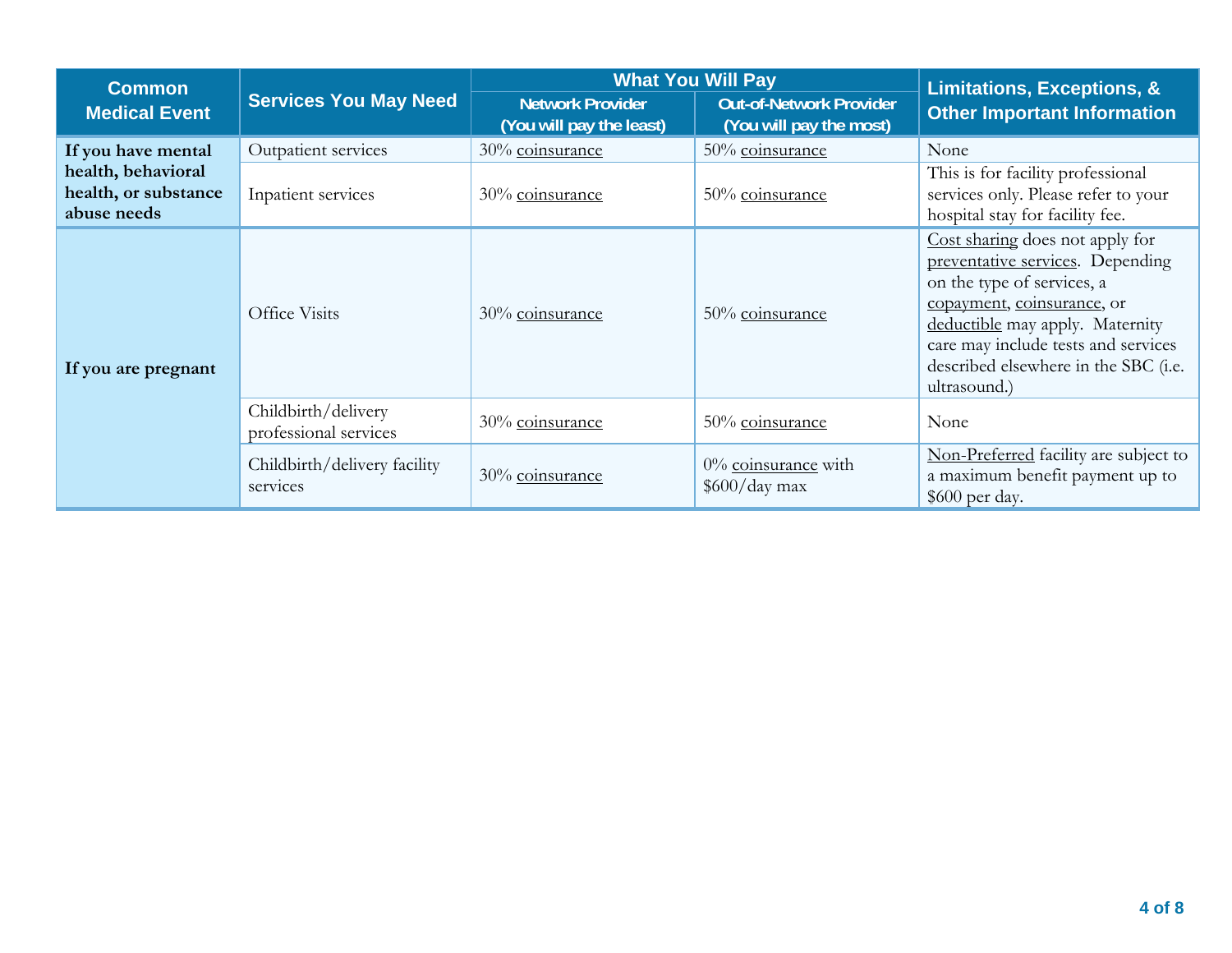| Common Medical Event | Services You May Need | What You Will Pay | | Limitations, Exceptions, & Other Important Information |
|---|---|---|---|---|
| | | Network Provider (You will pay the least) | Out-of-Network Provider (You will pay the most) | |
| **If you have mental health, behavioral health, or substance abuse needs** | Outpatient services | 30% coinsurance | 50% coinsurance | None |
| | Inpatient services | 30% coinsurance | 50% coinsurance | This is for facility professional services only. Please refer to your hospital stay for facility fee. |
| **If you are pregnant** | Office Visits | 30% coinsurance | 50% coinsurance | Cost sharing does not apply for preventative services. Depending on the type of services, a copayment, coinsurance, or deductible may apply. Maternity care may include tests and services described elsewhere in the SBC (i.e. ultrasound.) |
| | Childbirth/delivery professional services | 30% coinsurance | 50% coinsurance | None |
| | Childbirth/delivery facility services | 30% coinsurance | 0% coinsurance with $600/day max | Non-Preferred facility are subject to a maximum benefit payment up to $600 per day. |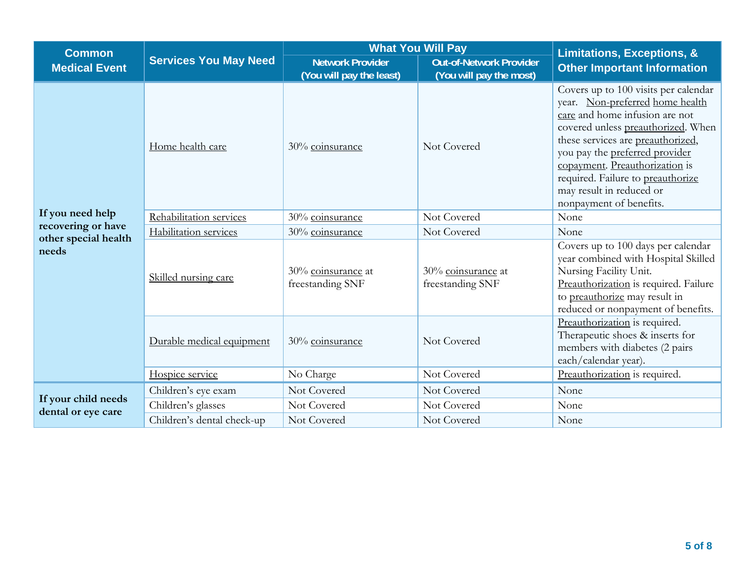| Common Medical Event | Services You May Need | What You Will Pay | | Limitations, Exceptions, & Other Important Information |
|---|---|---|---|---|
| | | Network Provider (You will pay the least) | Out-of-Network Provider (You will pay the most) | |
| **If you need help recovering or have other special health needs** | Home health care | 30% coinsurance | Not Covered | Covers up to 100 visits per calendar year. Non-preferred home health care and home infusion are not covered unless preauthorized. When these services are preauthorized, you pay the preferred provider copayment. Preauthorization is required. Failure to preauthorize may result in reduced or nonpayment of benefits. |
| | Rehabilitation services | 30% coinsurance | Not Covered | None |
| | Habilitation services | 30% coinsurance | Not Covered | None |
| | Skilled nursing care | 30% coinsurance at freestanding SNF | 30% coinsurance at freestanding SNF | Covers up to 100 days per calendar year combined with Hospital Skilled Nursing Facility Unit. Preauthorization is required. Failure to preauthorize may result in reduced or nonpayment of benefits. |
| | Durable medical equipment | 30% coinsurance | Not Covered | Preauthorization is required. Therapeutic shoes & inserts for members with diabetes (2 pairs each/calendar year). |
| | Hospice service | No Charge | Not Covered | Preauthorization is required. |
| **If your child needs dental or eye care** | Children's eye exam | Not Covered | Not Covered | None |
| | Children's glasses | Not Covered | Not Covered | None |
| | Children's dental check-up | Not Covered | Not Covered | None |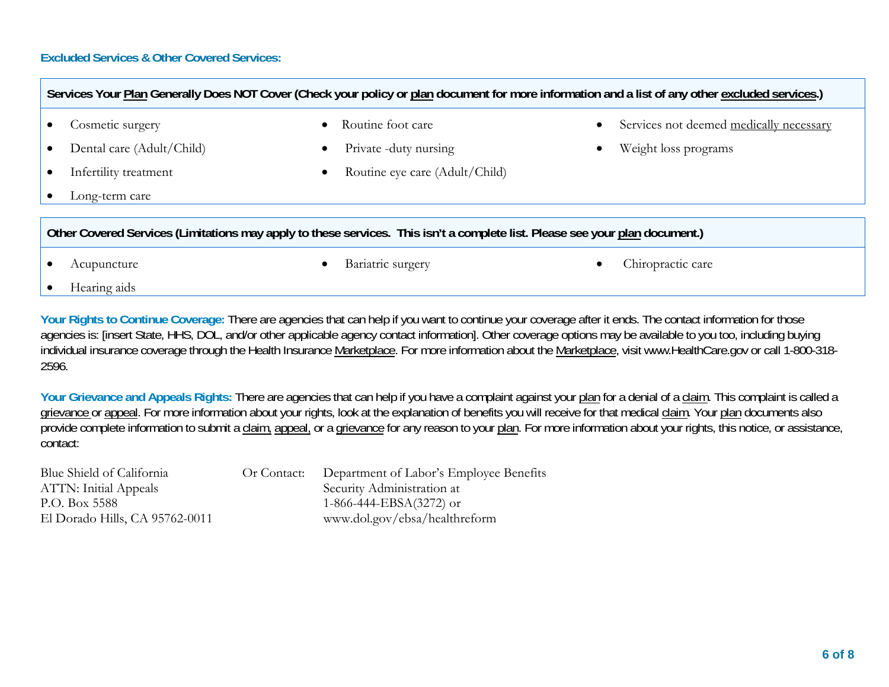### Excluded Services & Other Covered Services:

| Services Your Plan Generally Does NOT Cover (Check your policy or plan document for more information and a list of any other excluded services.) | | |
|---|---|---|
| • Cosmetic surgery | • Routine foot care | • Services not deemed medically necessary |
| • Dental care (Adult/Child) | • Private -duty nursing | • Weight loss programs |
| • Infertility treatment | • Routine eye care (Adult/Child) | |
| • Long-term care | | |

| Other Covered Services (Limitations may apply to these services. This isn't a complete list. Please see your plan document.) | | |
|---|---|---|
| • Acupuncture | • Bariatric surgery | • Chiropractic care |
| • Hearing aids | | |

**Your Rights to Continue Coverage:** There are agencies that can help if you want to continue your coverage after it ends. The contact information for those agencies is: [insert State, HHS, DOL, and/or other applicable agency contact information]. Other coverage options may be available to you too, including buying individual insurance coverage through the Health Insurance Marketplace. For more information about the Marketplace, visit www.HealthCare.gov or call 1-800-318-2596.

**Your Grievance and Appeals Rights:** There are agencies that can help if you have a complaint against your plan for a denial of a claim. This complaint is called a grievance or appeal. For more information about your rights, look at the explanation of benefits you will receive for that medical claim. Your plan documents also provide complete information to submit a claim, appeal, or a grievance for any reason to your plan. For more information about your rights, this notice, or assistance, contact:

Blue Shield of California
ATTN: Initial Appeals
P.O. Box 5588
El Dorado Hills, CA 95762-0011

Or Contact: Department of Labor's Employee Benefits Security Administration at 1-866-444-EBSA(3272) or www.dol.gov/ebsa/healthreform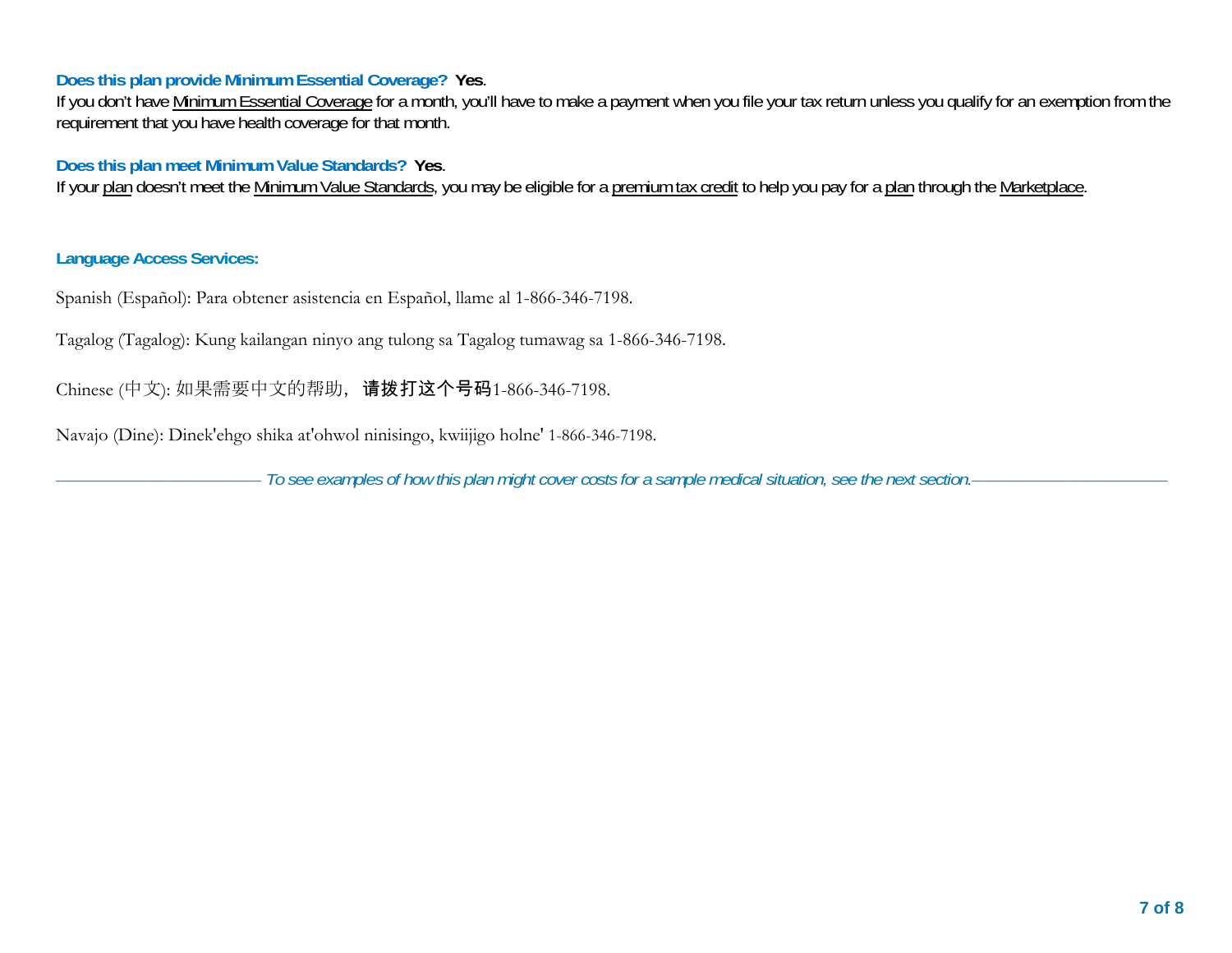**Does this plan provide Minimum Essential Coverage?** **Yes**.

If you don't have Minimum Essential Coverage for a month, you'll have to make a payment when you file your tax return unless you qualify for an exemption from the requirement that you have health coverage for that month.

**Does this plan meet Minimum Value Standards?** **Yes**.

If your plan doesn't meet the Minimum Value Standards, you may be eligible for a premium tax credit to help you pay for a plan through the Marketplace.

**Language Access Services:**

Spanish (Español): Para obtener asistencia en Español, llame al 1-866-346-7198.

Tagalog (Tagalog): Kung kailangan ninyo ang tulong sa Tagalog tumawag sa 1-866-346-7198.

Chinese (中文): 如果需要中文的帮助，请拨打这个号码1-866-346-7198.

Navajo (Dine): Dinek'ehgo shika at'ohwol ninisingo, kwiijigo holne' 1-866-346-7198.

*To see examples of how this plan might cover costs for a sample medical situation, see the next section.*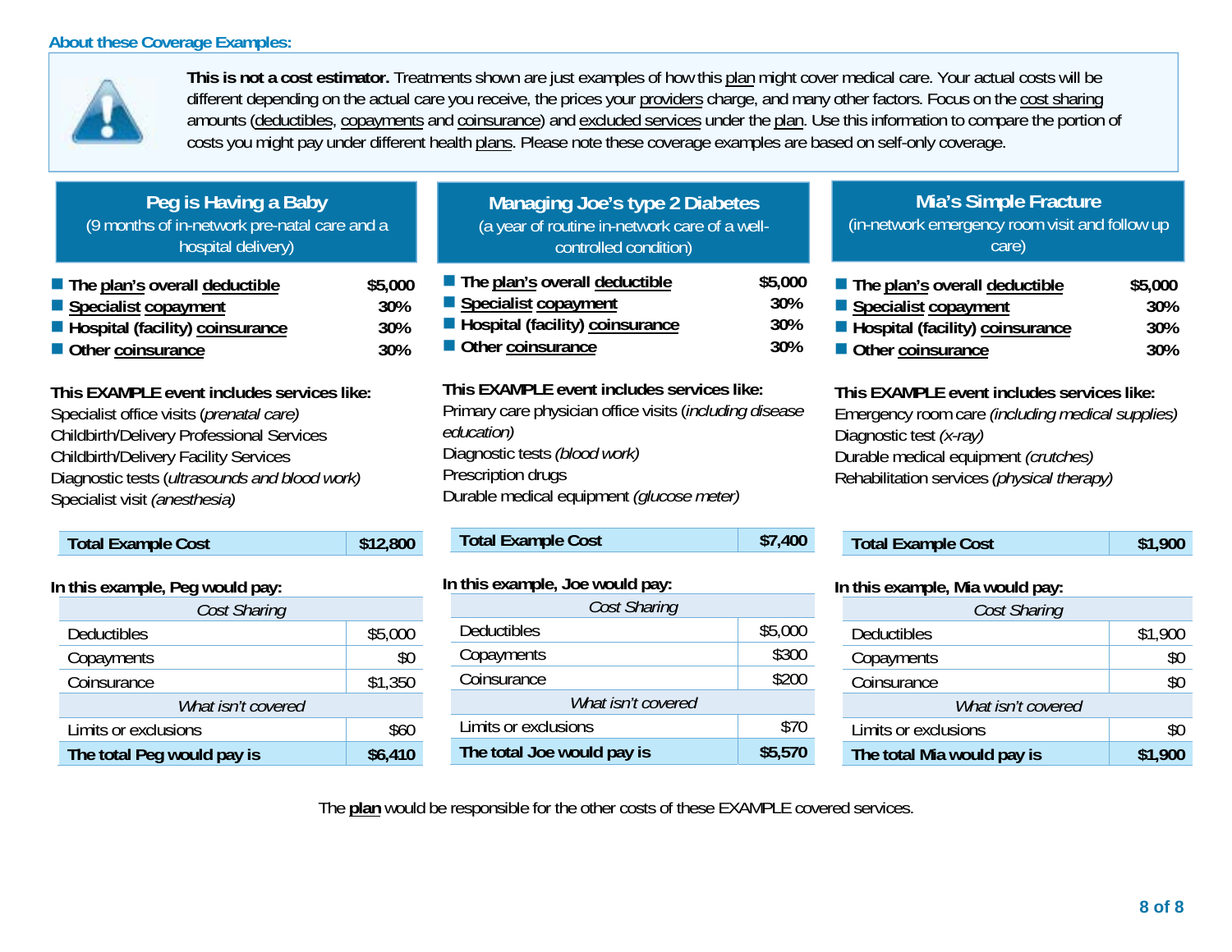## About these Coverage Examples:

**This is not a cost estimator.** Treatments shown are just examples of how this plan might cover medical care. Your actual costs will be different depending on the actual care you receive, the prices your providers charge, and many other factors. Focus on the cost sharing amounts (deductibles, copayments and coinsurance) and excluded services under the plan. Use this information to compare the portion of costs you might pay under different health plans. Please note these coverage examples are based on self-only coverage.

### Peg is Having a Baby

(9 months of in-network pre-natal care and a hospital delivery)

| | |
|---|---|
| **The plan's overall deductible** | **$5,000** |
| **Specialist copayment** | **30%** |
| **Hospital (facility) coinsurance** | **30%** |
| **Other coinsurance** | **30%** |

**This EXAMPLE event includes services like:**
Specialist office visits (*prenatal care)*
Childbirth/Delivery Professional Services
Childbirth/Delivery Facility Services
Diagnostic tests (*ultrasounds and blood work)*
Specialist visit *(anesthesia)*

| | |
|---|---|
| **Total Example Cost** | **$12,800** |

**In this example, Peg would pay:**

| *Cost Sharing* | |
|---|---|
| Deductibles | $5,000 |
| Copayments | $0 |
| Coinsurance | $1,350 |
| *What isn't covered* | |
| Limits or exclusions | $60 |
| **The total Peg would pay is** | **$6,410** |

### Managing Joe's type 2 Diabetes

(a year of routine in-network care of a well-controlled condition)

| | |
|---|---|
| **The plan's overall deductible** | **$5,000** |
| **Specialist copayment** | **30%** |
| **Hospital (facility) coinsurance** | **30%** |
| **Other coinsurance** | **30%** |

**This EXAMPLE event includes services like:**
Primary care physician office visits (*including disease education)*
Diagnostic tests *(blood work)*
Prescription drugs
Durable medical equipment *(glucose meter)*

| | |
|---|---|
| **Total Example Cost** | **$7,400** |

**In this example, Joe would pay:**

| *Cost Sharing* | |
|---|---|
| Deductibles | $5,000 |
| Copayments | $300 |
| Coinsurance | $200 |
| *What isn't covered* | |
| Limits or exclusions | $70 |
| **The total Joe would pay is** | **$5,570** |

### Mia's Simple Fracture

(in-network emergency room visit and follow up care)

| | |
|---|---|
| **The plan's overall deductible** | **$5,000** |
| **Specialist copayment** | **30%** |
| **Hospital (facility) coinsurance** | **30%** |
| **Other coinsurance** | **30%** |

**This EXAMPLE event includes services like:**
Emergency room care *(including medical supplies)*
Diagnostic test *(x-ray)*
Durable medical equipment *(crutches)*
Rehabilitation services *(physical therapy)*

| | |
|---|---|
| **Total Example Cost** | **$1,900** |

**In this example, Mia would pay:**

| *Cost Sharing* | |
|---|---|
| Deductibles | $1,900 |
| Copayments | $0 |
| Coinsurance | $0 |
| *What isn't covered* | |
| Limits or exclusions | $0 |
| **The total Mia would pay is** | **$1,900** |

The **plan** would be responsible for the other costs of these EXAMPLE covered services.